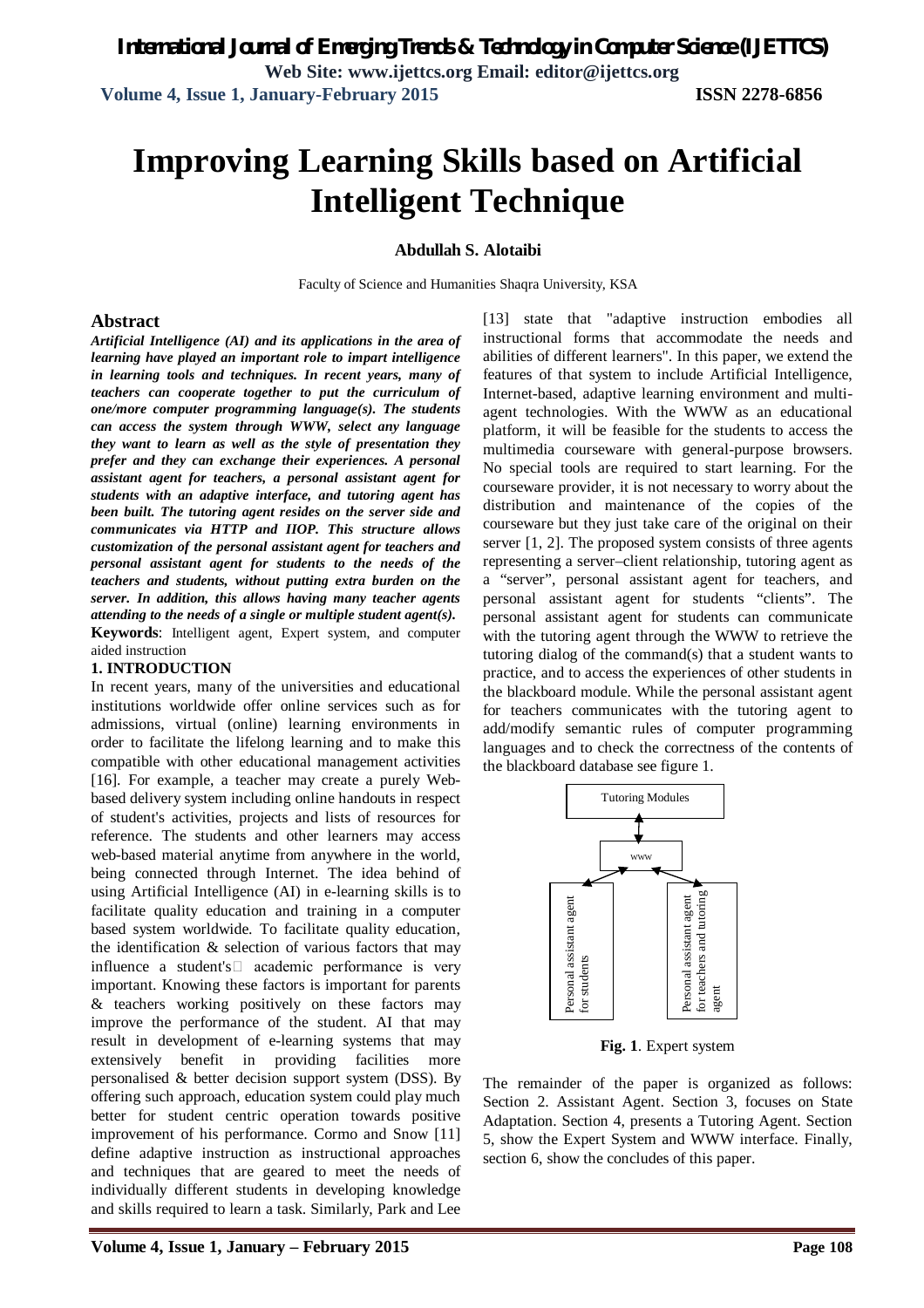# Improving Learning Skills based on Artificial Intelligent Technique

**Abdullah S. Alotaibi**

Faculty of Science and Humanities Shaqra University, KSA

## Abstract

***Artificial Intelligence (AI) and its applications in the area of learning have played an important role to impart intelligence in learning tools and techniques. In recent years, many of teachers can cooperate together to put the curriculum of one/more computer programming language(s). The students can access the system through WWW, select any language they want to learn as well as the style of presentation they prefer and they can exchange their experiences. A personal assistant agent for teachers, a personal assistant agent for students with an adaptive interface, and tutoring agent has been built. The tutoring agent resides on the server side and communicates via HTTP and IIOP. This structure allows customization of the personal assistant agent for teachers and personal assistant agent for students to the needs of the teachers and students, without putting extra burden on the server. In addition, this allows having many teacher agents attending to the needs of a single or multiple student agent(s).***

**Keywords**: Intelligent agent, Expert system, and computer aided instruction

## 1. INTRODUCTION

In recent years, many of the universities and educational institutions worldwide offer online services such as for admissions, virtual (online) learning environments in order to facilitate the lifelong learning and to make this compatible with other educational management activities [16]. For example, a teacher may create a purely Web-based delivery system including online handouts in respect of student's activities, projects and lists of resources for reference. The students and other learners may access web-based material anytime from anywhere in the world, being connected through Internet. The idea behind of using Artificial Intelligence (AI) in e-learning skills is to facilitate quality education and training in a computer based system worldwide. To facilitate quality education, the identification & selection of various factors that may influence a student's academic performance is very important. Knowing these factors is important for parents & teachers working positively on these factors may improve the performance of the student. AI that may result in development of e-learning systems that may extensively benefit in providing facilities more personalised & better decision support system (DSS). By offering such approach, education system could play much better for student centric operation towards positive improvement of his performance. Cormo and Snow [11] define adaptive instruction as instructional approaches and techniques that are geared to meet the needs of individually different students in developing knowledge and skills required to learn a task. Similarly, Park and Lee [13] state that "adaptive instruction embodies all instructional forms that accommodate the needs and abilities of different learners". In this paper, we extend the features of that system to include Artificial Intelligence, Internet-based, adaptive learning environment and multi-agent technologies. With the WWW as an educational platform, it will be feasible for the students to access the multimedia courseware with general-purpose browsers. No special tools are required to start learning. For the courseware provider, it is not necessary to worry about the distribution and maintenance of the copies of the courseware but they just take care of the original on their server [1, 2]. The proposed system consists of three agents representing a server–client relationship, tutoring agent as a "server", personal assistant agent for teachers, and personal assistant agent for students "clients". The personal assistant agent for students can communicate with the tutoring agent through the WWW to retrieve the tutoring dialog of the command(s) that a student wants to practice, and to access the experiences of other students in the blackboard module. While the personal assistant agent for teachers communicates with the tutoring agent to add/modify semantic rules of computer programming languages and to check the correctness of the contents of the blackboard database see figure 1.

Tutoring Modules

www

Personal assistant agent for students

Personal assistant agent for teachers and tutoring agent

**Fig. 1**. Expert system

The remainder of the paper is organized as follows: Section 2. Assistant Agent. Section 3, focuses on State Adaptation. Section 4, presents a Tutoring Agent. Section 5, show the Expert System and WWW interface. Finally, section 6, show the concludes of this paper.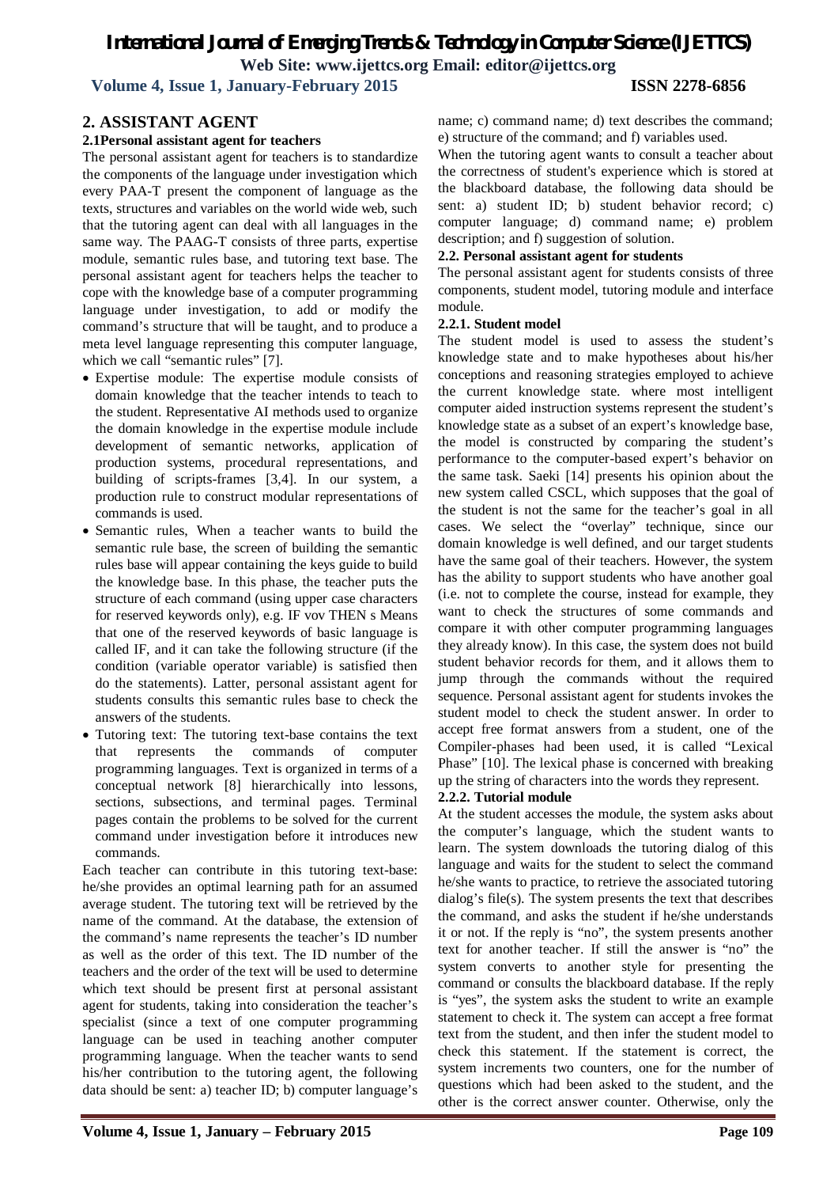## 2. ASSISTANT AGENT

### 2.1Personal assistant agent for teachers

The personal assistant agent for teachers is to standardize the components of the language under investigation which every PAA-T present the component of language as the texts, structures and variables on the world wide web, such that the tutoring agent can deal with all languages in the same way. The PAAG-T consists of three parts, expertise module, semantic rules base, and tutoring text base. The personal assistant agent for teachers helps the teacher to cope with the knowledge base of a computer programming language under investigation, to add or modify the command's structure that will be taught, and to produce a meta level language representing this computer language, which we call "semantic rules" [7].

- Expertise module: The expertise module consists of domain knowledge that the teacher intends to teach to the student. Representative AI methods used to organize the domain knowledge in the expertise module include development of semantic networks, application of production systems, procedural representations, and building of scripts-frames [3,4]. In our system, a production rule to construct modular representations of commands is used.
- Semantic rules, When a teacher wants to build the semantic rule base, the screen of building the semantic rules base will appear containing the keys guide to build the knowledge base. In this phase, the teacher puts the structure of each command (using upper case characters for reserved keywords only), e.g. IF vov THEN s Means that one of the reserved keywords of basic language is called IF, and it can take the following structure (if the condition (variable operator variable) is satisfied then do the statements). Latter, personal assistant agent for students consults this semantic rules base to check the answers of the students.
- Tutoring text: The tutoring text-base contains the text that represents the commands of computer programming languages. Text is organized in terms of a conceptual network [8] hierarchically into lessons, sections, subsections, and terminal pages. Terminal pages contain the problems to be solved for the current command under investigation before it introduces new commands.

Each teacher can contribute in this tutoring text-base: he/she provides an optimal learning path for an assumed average student. The tutoring text will be retrieved by the name of the command. At the database, the extension of the command's name represents the teacher's ID number as well as the order of this text. The ID number of the teachers and the order of the text will be used to determine which text should be present first at personal assistant agent for students, taking into consideration the teacher's specialist (since a text of one computer programming language can be used in teaching another computer programming language. When the teacher wants to send his/her contribution to the tutoring agent, the following data should be sent: a) teacher ID; b) computer language's name; c) command name; d) text describes the command; e) structure of the command; and f) variables used.

When the tutoring agent wants to consult a teacher about the correctness of student's experience which is stored at the blackboard database, the following data should be sent: a) student ID; b) student behavior record; c) computer language; d) command name; e) problem description; and f) suggestion of solution.

### 2.2. Personal assistant agent for students

The personal assistant agent for students consists of three components, student model, tutoring module and interface module.

#### 2.2.1. Student model

The student model is used to assess the student's knowledge state and to make hypotheses about his/her conceptions and reasoning strategies employed to achieve the current knowledge state. where most intelligent computer aided instruction systems represent the student's knowledge state as a subset of an expert's knowledge base, the model is constructed by comparing the student's performance to the computer-based expert's behavior on the same task. Saeki [14] presents his opinion about the new system called CSCL, which supposes that the goal of the student is not the same for the teacher's goal in all cases. We select the "overlay" technique, since our domain knowledge is well defined, and our target students have the same goal of their teachers. However, the system has the ability to support students who have another goal (i.e. not to complete the course, instead for example, they want to check the structures of some commands and compare it with other computer programming languages they already know). In this case, the system does not build student behavior records for them, and it allows them to jump through the commands without the required sequence. Personal assistant agent for students invokes the student model to check the student answer. In order to accept free format answers from a student, one of the Compiler-phases had been used, it is called "Lexical Phase" [10]. The lexical phase is concerned with breaking up the string of characters into the words they represent.

#### 2.2.2. Tutorial module

At the student accesses the module, the system asks about the computer's language, which the student wants to learn. The system downloads the tutoring dialog of this language and waits for the student to select the command he/she wants to practice, to retrieve the associated tutoring dialog's file(s). The system presents the text that describes the command, and asks the student if he/she understands it or not. If the reply is "no", the system presents another text for another teacher. If still the answer is "no" the system converts to another style for presenting the command or consults the blackboard database. If the reply is "yes", the system asks the student to write an example statement to check it. The system can accept a free format text from the student, and then infer the student model to check this statement. If the statement is correct, the system increments two counters, one for the number of questions which had been asked to the student, and the other is the correct answer counter. Otherwise, only the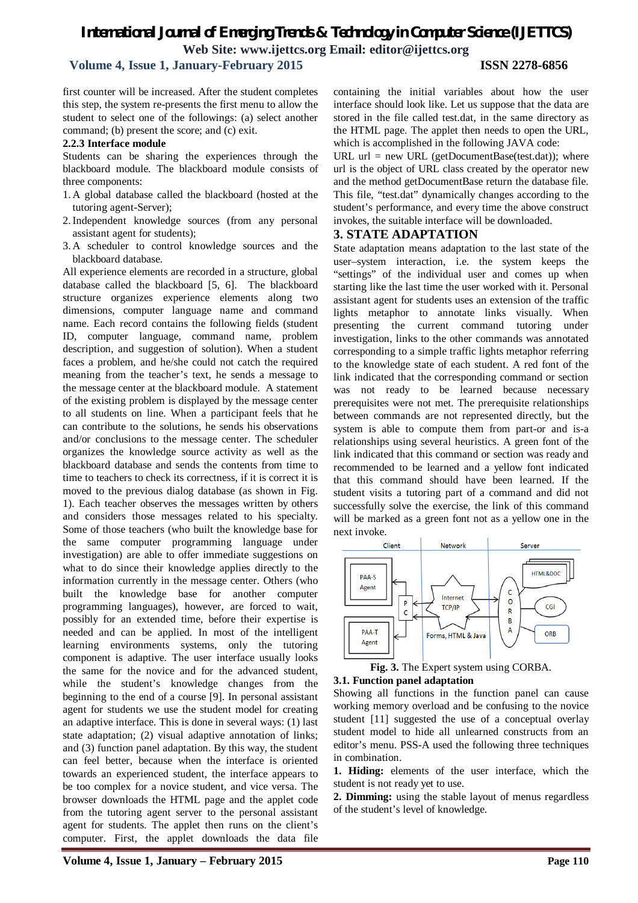first counter will be increased. After the student completes this step, the system re-presents the first menu to allow the student to select one of the followings: (a) select another command; (b) present the score; and (c) exit.

### 2.2.3 Interface module

Students can be sharing the experiences through the blackboard module. The blackboard module consists of three components:

1. A global database called the blackboard (hosted at the tutoring agent-Server);
2. Independent knowledge sources (from any personal assistant agent for students);
3. A scheduler to control knowledge sources and the blackboard database.

All experience elements are recorded in a structure, global database called the blackboard [5, 6]. The blackboard structure organizes experience elements along two dimensions, computer language name and command name. Each record contains the following fields (student ID, computer language, command name, problem description, and suggestion of solution). When a student faces a problem, and he/she could not catch the required meaning from the teacher's text, he sends a message to the message center at the blackboard module. A statement of the existing problem is displayed by the message center to all students on line. When a participant feels that he can contribute to the solutions, he sends his observations and/or conclusions to the message center. The scheduler organizes the knowledge source activity as well as the blackboard database and sends the contents from time to time to teachers to check its correctness, if it is correct it is moved to the previous dialog database (as shown in Fig. 1). Each teacher observes the messages written by others and considers those messages related to his specialty. Some of those teachers (who built the knowledge base for the same computer programming language under investigation) are able to offer immediate suggestions on what to do since their knowledge applies directly to the information currently in the message center. Others (who built the knowledge base for another computer programming languages), however, are forced to wait, possibly for an extended time, before their expertise is needed and can be applied. In most of the intelligent learning environments systems, only the tutoring component is adaptive. The user interface usually looks the same for the novice and for the advanced student, while the student's knowledge changes from the beginning to the end of a course [9]. In personal assistant agent for students we use the student model for creating an adaptive interface. This is done in several ways: (1) last state adaptation; (2) visual adaptive annotation of links; and (3) function panel adaptation. By this way, the student can feel better, because when the interface is oriented towards an experienced student, the interface appears to be too complex for a novice student, and vice versa. The browser downloads the HTML page and the applet code from the tutoring agent server to the personal assistant agent for students. The applet then runs on the client's computer. First, the applet downloads the data file containing the initial variables about how the user interface should look like. Let us suppose that the data are stored in the file called test.dat, in the same directory as the HTML page. The applet then needs to open the URL, which is accomplished in the following JAVA code:

URL url = new URL (getDocumentBase(test.dat)); where url is the object of URL class created by the operator new and the method getDocumentBase return the database file. This file, "test.dat" dynamically changes according to the student's performance, and every time the above construct invokes, the suitable interface will be downloaded.

## 3. STATE ADAPTATION

State adaptation means adaptation to the last state of the user–system interaction, i.e. the system keeps the "settings" of the individual user and comes up when starting like the last time the user worked with it. Personal assistant agent for students uses an extension of the traffic lights metaphor to annotate links visually. When presenting the current command tutoring under investigation, links to the other commands was annotated corresponding to a simple traffic lights metaphor referring to the knowledge state of each student. A red font of the link indicated that the corresponding command or section was not ready to be learned because necessary prerequisites were not met. The prerequisite relationships between commands are not represented directly, but the system is able to compute them from part-or and is-a relationships using several heuristics. A green font of the link indicated that this command or section was ready and recommended to be learned and a yellow font indicated that this command should have been learned. If the student visits a tutoring part of a command and did not successfully solve the exercise, the link of this command will be marked as a green font not as a yellow one in the next invoke.

Client
Network
Server
PAA-S Agent
PAA-T Agent
PC
Internet TCP/IP
Forms, HTML & Java
CORBA
HTML&DOC
CGI
ORB

**Fig. 3.** The Expert system using CORBA.

### 3.1. Function panel adaptation

Showing all functions in the function panel can cause working memory overload and be confusing to the novice student [11] suggested the use of a conceptual overlay student model to hide all unlearned constructs from an editor's menu. PSS-A used the following three techniques in combination.

**1. Hiding:** elements of the user interface, which the student is not ready yet to use.

**2. Dimming:** using the stable layout of menus regardless of the student's level of knowledge.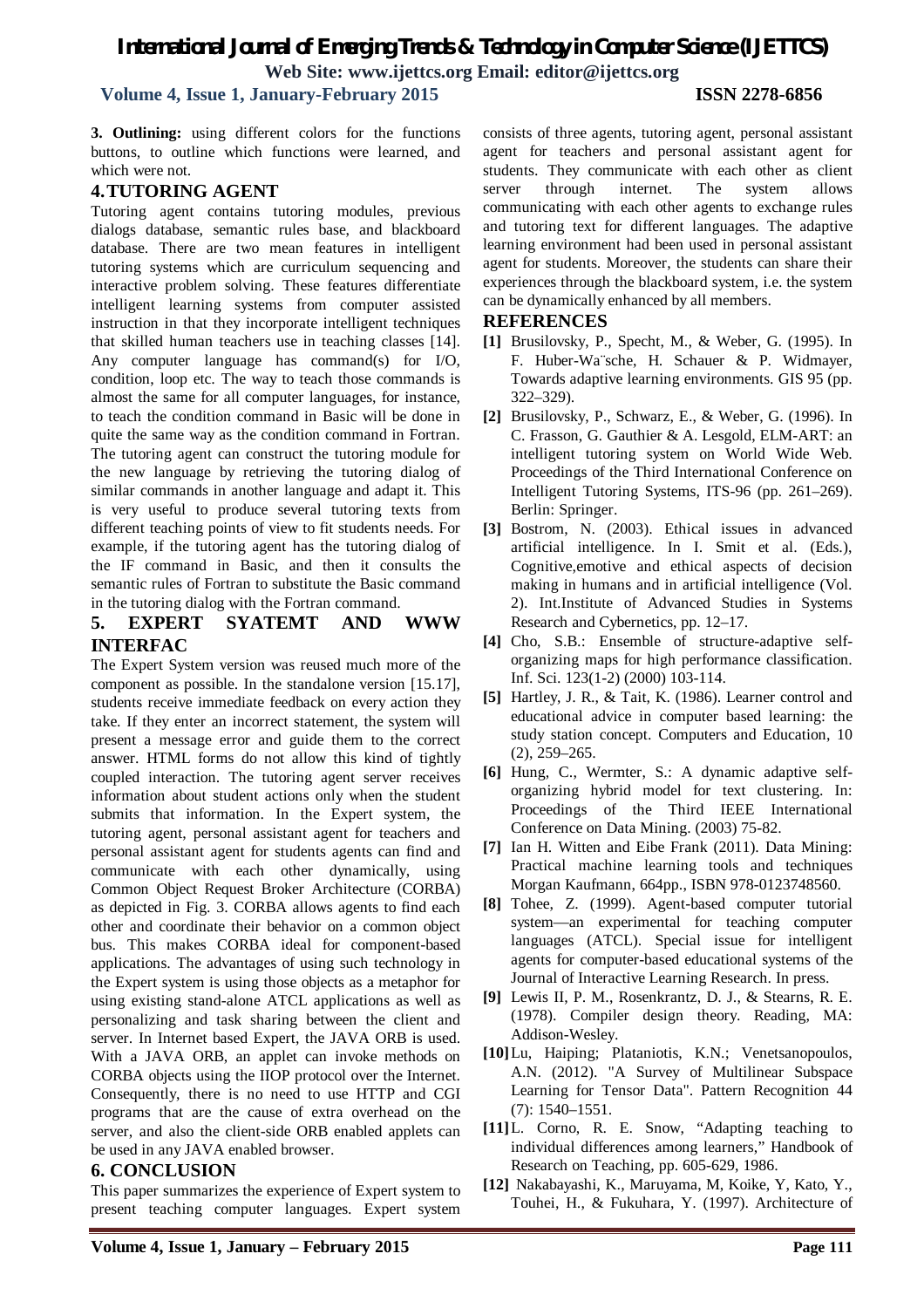**3. Outlining:** using different colors for the functions buttons, to outline which functions were learned, and which were not.

## 4. TUTORING AGENT

Tutoring agent contains tutoring modules, previous dialogs database, semantic rules base, and blackboard database. There are two mean features in intelligent tutoring systems which are curriculum sequencing and interactive problem solving. These features differentiate intelligent learning systems from computer assisted instruction in that they incorporate intelligent techniques that skilled human teachers use in teaching classes [14]. Any computer language has command(s) for I/O, condition, loop etc. The way to teach those commands is almost the same for all computer languages, for instance, to teach the condition command in Basic will be done in quite the same way as the condition command in Fortran. The tutoring agent can construct the tutoring module for the new language by retrieving the tutoring dialog of similar commands in another language and adapt it. This is very useful to produce several tutoring texts from different teaching points of view to fit students needs. For example, if the tutoring agent has the tutoring dialog of the IF command in Basic, and then it consults the semantic rules of Fortran to substitute the Basic command in the tutoring dialog with the Fortran command.

## 5. EXPERT SYATEMT AND WWW INTERFAC

The Expert System version was reused much more of the component as possible. In the standalone version [15.17], students receive immediate feedback on every action they take. If they enter an incorrect statement, the system will present a message error and guide them to the correct answer. HTML forms do not allow this kind of tightly coupled interaction. The tutoring agent server receives information about student actions only when the student submits that information. In the Expert system, the tutoring agent, personal assistant agent for teachers and personal assistant agent for students agents can find and communicate with each other dynamically, using Common Object Request Broker Architecture (CORBA) as depicted in Fig. 3. CORBA allows agents to find each other and coordinate their behavior on a common object bus. This makes CORBA ideal for component-based applications. The advantages of using such technology in the Expert system is using those objects as a metaphor for using existing stand-alone ATCL applications as well as personalizing and task sharing between the client and server. In Internet based Expert, the JAVA ORB is used. With a JAVA ORB, an applet can invoke methods on CORBA objects using the IIOP protocol over the Internet. Consequently, there is no need to use HTTP and CGI programs that are the cause of extra overhead on the server, and also the client-side ORB enabled applets can be used in any JAVA enabled browser.

## 6. CONCLUSION

This paper summarizes the experience of Expert system to present teaching computer languages. Expert system consists of three agents, tutoring agent, personal assistant agent for teachers and personal assistant agent for students. They communicate with each other as client server through internet. The system allows communicating with each other agents to exchange rules and tutoring text for different languages. The adaptive learning environment had been used in personal assistant agent for students. Moreover, the students can share their experiences through the blackboard system, i.e. the system can be dynamically enhanced by all members.

## REFERENCES

**[1]** Brusilovsky, P., Specht, M., & Weber, G. (1995). In F. Huber-Wa¨sche, H. Schauer & P. Widmayer, Towards adaptive learning environments. GIS 95 (pp. 322–329).

**[2]** Brusilovsky, P., Schwarz, E., & Weber, G. (1996). In C. Frasson, G. Gauthier & A. Lesgold, ELM-ART: an intelligent tutoring system on World Wide Web. Proceedings of the Third International Conference on Intelligent Tutoring Systems, ITS-96 (pp. 261–269). Berlin: Springer.

**[3]** Bostrom, N. (2003). Ethical issues in advanced artificial intelligence. In I. Smit et al. (Eds.), Cognitive,emotive and ethical aspects of decision making in humans and in artificial intelligence (Vol. 2). Int.Institute of Advanced Studies in Systems Research and Cybernetics, pp. 12–17.

**[4]** Cho, S.B.: Ensemble of structure-adaptive self-organizing maps for high performance classification. Inf. Sci. 123(1-2) (2000) 103-114.

**[5]** Hartley, J. R., & Tait, K. (1986). Learner control and educational advice in computer based learning: the study station concept. Computers and Education, 10 (2), 259–265.

**[6]** Hung, C., Wermter, S.: A dynamic adaptive self-organizing hybrid model for text clustering. In: Proceedings of the Third IEEE International Conference on Data Mining. (2003) 75-82.

**[7]** Ian H. Witten and Eibe Frank (2011). Data Mining: Practical machine learning tools and techniques Morgan Kaufmann, 664pp., ISBN 978-0123748560.

**[8]** Tohee, Z. (1999). Agent-based computer tutorial system—an experimental for teaching computer languages (ATCL). Special issue for intelligent agents for computer-based educational systems of the Journal of Interactive Learning Research. In press.

**[9]** Lewis II, P. M., Rosenkrantz, D. J., & Stearns, R. E. (1978). Compiler design theory. Reading, MA: Addison-Wesley.

**[10]** Lu, Haiping; Plataniotis, K.N.; Venetsanopoulos, A.N. (2012). "A Survey of Multilinear Subspace Learning for Tensor Data". Pattern Recognition 44 (7): 1540–1551.

**[11]** L. Corno, R. E. Snow, "Adapting teaching to individual differences among learners," Handbook of Research on Teaching, pp. 605-629, 1986.

**[12]** Nakabayashi, K., Maruyama, M, Koike, Y, Kato, Y., Touhei, H., & Fukuhara, Y. (1997). Architecture of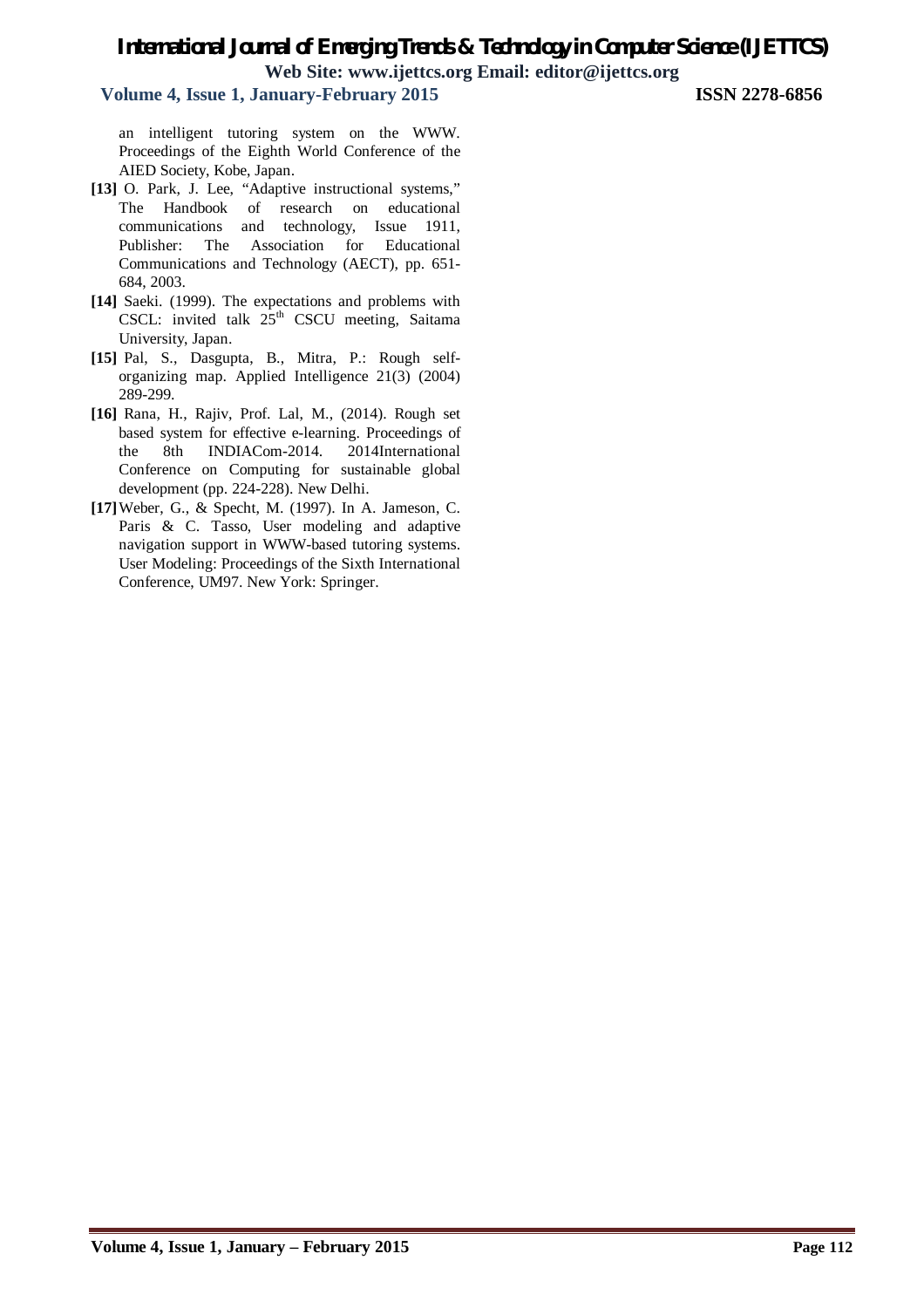an intelligent tutoring system on the WWW. Proceedings of the Eighth World Conference of the AIED Society, Kobe, Japan.

**[13]** O. Park, J. Lee, "Adaptive instructional systems," The Handbook of research on educational communications and technology, Issue 1911, Publisher: The Association for Educational Communications and Technology (AECT), pp. 651-684, 2003.

**[14]** Saeki. (1999). The expectations and problems with CSCL: invited talk 25th CSCU meeting, Saitama University, Japan.

**[15]** Pal, S., Dasgupta, B., Mitra, P.: Rough self-organizing map. Applied Intelligence 21(3) (2004) 289-299.

**[16]** Rana, H., Rajiv, Prof. Lal, M., (2014). Rough set based system for effective e-learning. Proceedings of the 8th INDIACom-2014. 2014International Conference on Computing for sustainable global development (pp. 224-228). New Delhi.

**[17]** Weber, G., & Specht, M. (1997). In A. Jameson, C. Paris & C. Tasso, User modeling and adaptive navigation support in WWW-based tutoring systems. User Modeling: Proceedings of the Sixth International Conference, UM97. New York: Springer.